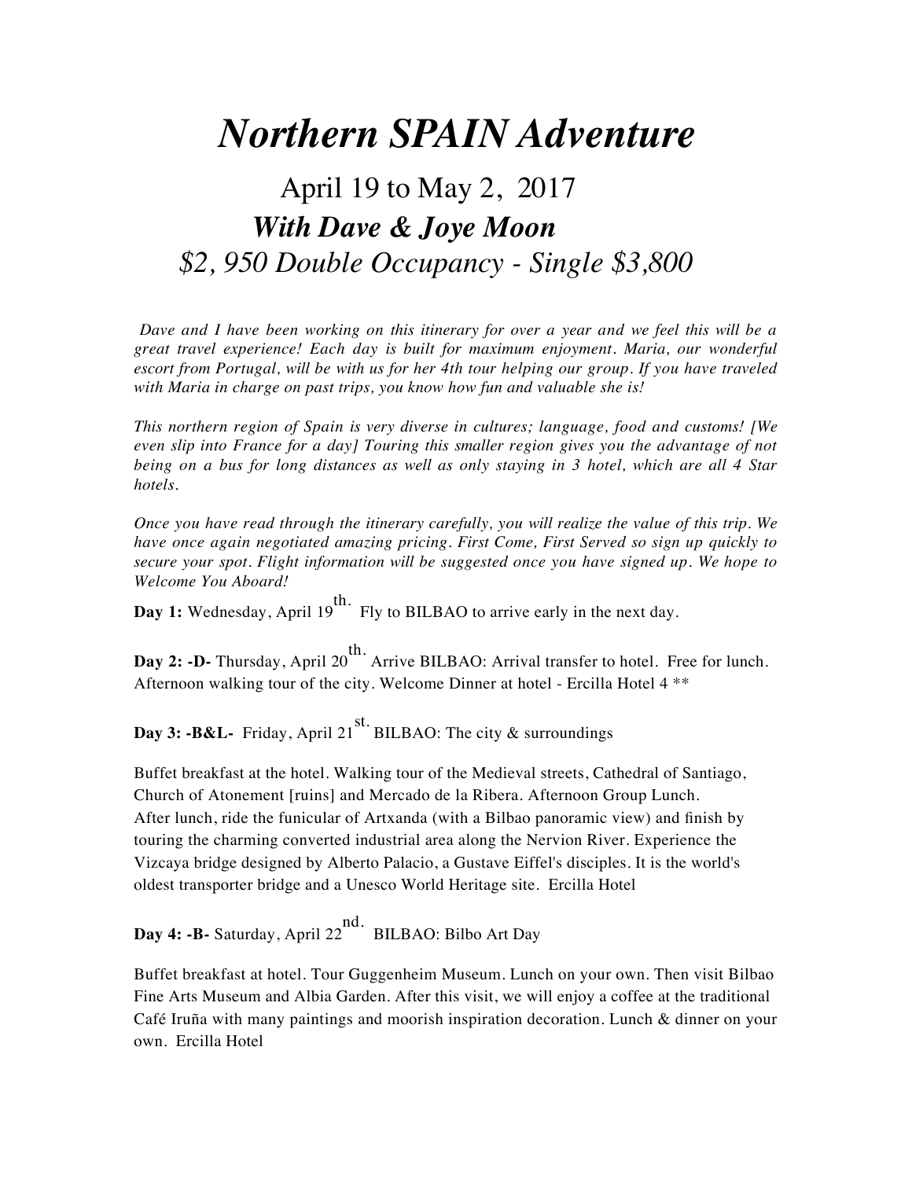# *Northern SPAIN Adventure*

## April 19 to May 2, 2017

### ***With Dave & Joye Moon***

### *$2, 950 Double Occupancy - Single $3,800*

*Dave and I have been working on this itinerary for over a year and we feel this will be a great travel experience! Each day is built for maximum enjoyment. Maria, our wonderful escort from Portugal, will be with us for her 4th tour helping our group. If you have traveled with Maria in charge on past trips, you know how fun and valuable she is!*

*This northern region of Spain is very diverse in cultures; language, food and customs! [We even slip into France for a day] Touring this smaller region gives you the advantage of not being on a bus for long distances as well as only staying in 3 hotel, which are all 4 Star hotels.*

*Once you have read through the itinerary carefully, you will realize the value of this trip. We have once again negotiated amazing pricing. First Come, First Served so sign up quickly to secure your spot. Flight information will be suggested once you have signed up. We hope to Welcome You Aboard!*

**Day 1:** Wednesday, April 19th. Fly to BILBAO to arrive early in the next day.

**Day 2: -D-** Thursday, April 20th. Arrive BILBAO: Arrival transfer to hotel. Free for lunch. Afternoon walking tour of the city. Welcome Dinner at hotel - Ercilla Hotel 4 **

**Day 3: -B&L-** Friday, April 21st. BILBAO: The city & surroundings

Buffet breakfast at the hotel. Walking tour of the Medieval streets, Cathedral of Santiago, Church of Atonement [ruins] and Mercado de la Ribera. Afternoon Group Lunch. After lunch, ride the funicular of Artxanda (with a Bilbao panoramic view) and finish by touring the charming converted industrial area along the Nervion River. Experience the Vizcaya bridge designed by Alberto Palacio, a Gustave Eiffel's disciples. It is the world's oldest transporter bridge and a Unesco World Heritage site. Ercilla Hotel

**Day 4: -B-** Saturday, April 22nd. BILBAO: Bilbo Art Day

Buffet breakfast at hotel. Tour Guggenheim Museum. Lunch on your own. Then visit Bilbao Fine Arts Museum and Albia Garden. After this visit, we will enjoy a coffee at the traditional Café Iruña with many paintings and moorish inspiration decoration. Lunch & dinner on your own. Ercilla Hotel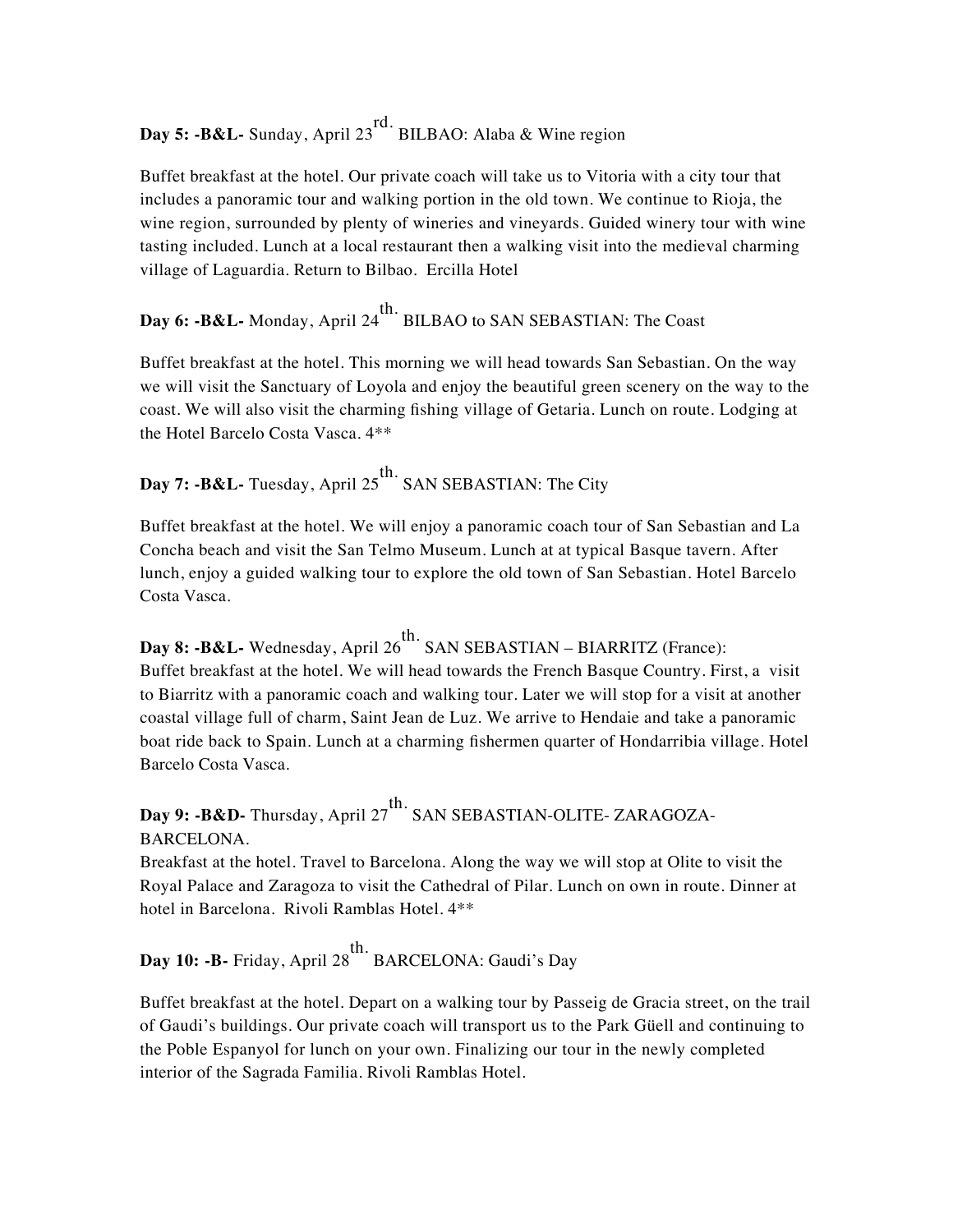**Day 5: -B&L-** Sunday, April 23rd. BILBAO: Alaba & Wine region

Buffet breakfast at the hotel. Our private coach will take us to Vitoria with a city tour that includes a panoramic tour and walking portion in the old town. We continue to Rioja, the wine region, surrounded by plenty of wineries and vineyards. Guided winery tour with wine tasting included. Lunch at a local restaurant then a walking visit into the medieval charming village of Laguardia. Return to Bilbao. Ercilla Hotel

**Day 6: -B&L-** Monday, April 24th. BILBAO to SAN SEBASTIAN: The Coast

Buffet breakfast at the hotel. This morning we will head towards San Sebastian. On the way we will visit the Sanctuary of Loyola and enjoy the beautiful green scenery on the way to the coast. We will also visit the charming fishing village of Getaria. Lunch on route. Lodging at the Hotel Barcelo Costa Vasca. 4**

**Day 7: -B&L-** Tuesday, April 25th. SAN SEBASTIAN: The City

Buffet breakfast at the hotel. We will enjoy a panoramic coach tour of San Sebastian and La Concha beach and visit the San Telmo Museum. Lunch at at typical Basque tavern. After lunch, enjoy a guided walking tour to explore the old town of San Sebastian. Hotel Barcelo Costa Vasca.

**Day 8: -B&L-** Wednesday, April 26th. SAN SEBASTIAN – BIARRITZ (France):
Buffet breakfast at the hotel. We will head towards the French Basque Country. First, a visit to Biarritz with a panoramic coach and walking tour. Later we will stop for a visit at another coastal village full of charm, Saint Jean de Luz. We arrive to Hendaie and take a panoramic boat ride back to Spain. Lunch at a charming fishermen quarter of Hondarribia village. Hotel Barcelo Costa Vasca.

**Day 9: -B&D-** Thursday, April 27th. SAN SEBASTIAN-OLITE- ZARAGOZA-BARCELONA.
Breakfast at the hotel. Travel to Barcelona. Along the way we will stop at Olite to visit the Royal Palace and Zaragoza to visit the Cathedral of Pilar. Lunch on own in route. Dinner at hotel in Barcelona. Rivoli Ramblas Hotel. 4**

**Day 10: -B-** Friday, April 28th. BARCELONA: Gaudi's Day

Buffet breakfast at the hotel. Depart on a walking tour by Passeig de Gracia street, on the trail of Gaudi's buildings. Our private coach will transport us to the Park Güell and continuing to the Poble Espanyol for lunch on your own. Finalizing our tour in the newly completed interior of the Sagrada Familia. Rivoli Ramblas Hotel.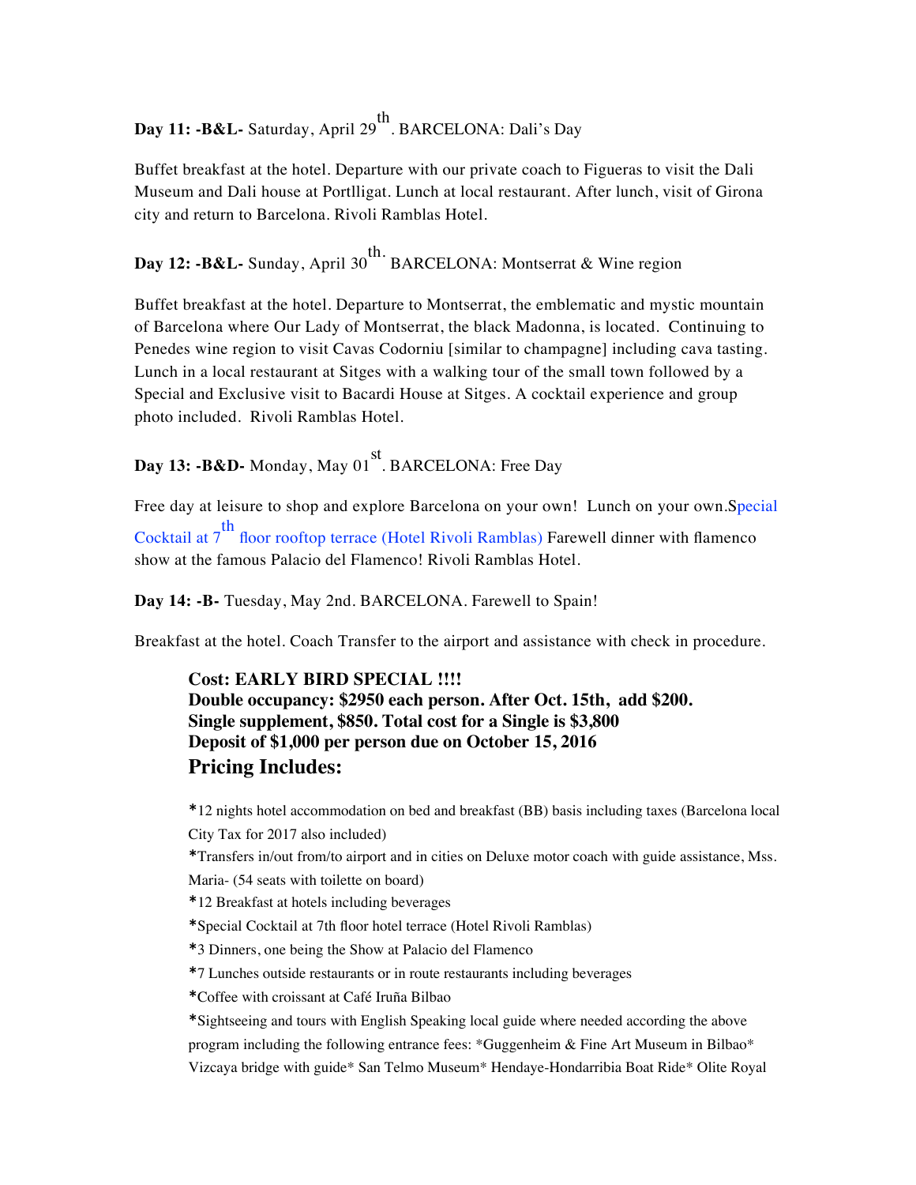**Day 11: -B&L-** Saturday, April 29th. BARCELONA: Dali's Day

Buffet breakfast at the hotel. Departure with our private coach to Figueras to visit the Dali Museum and Dali house at Portlligat. Lunch at local restaurant. After lunch, visit of Girona city and return to Barcelona. Rivoli Ramblas Hotel.

**Day 12: -B&L-** Sunday, April 30th. BARCELONA: Montserrat & Wine region

Buffet breakfast at the hotel. Departure to Montserrat, the emblematic and mystic mountain of Barcelona where Our Lady of Montserrat, the black Madonna, is located. Continuing to Penedes wine region to visit Cavas Codorniu [similar to champagne] including cava tasting. Lunch in a local restaurant at Sitges with a walking tour of the small town followed by a Special and Exclusive visit to Bacardi House at Sitges. A cocktail experience and group photo included. Rivoli Ramblas Hotel.

**Day 13: -B&D-** Monday, May 01st. BARCELONA: Free Day

Free day at leisure to shop and explore Barcelona on your own! Lunch on your own.Special Cocktail at 7th floor rooftop terrace (Hotel Rivoli Ramblas) Farewell dinner with flamenco show at the famous Palacio del Flamenco! Rivoli Ramblas Hotel.

**Day 14: -B-** Tuesday, May 2nd. BARCELONA. Farewell to Spain!

Breakfast at the hotel. Coach Transfer to the airport and assistance with check in procedure.

**Cost: EARLY BIRD SPECIAL !!!!**
**Double occupancy: $2950 each person. After Oct. 15th, add $200.**
**Single supplement, $850. Total cost for a Single is $3,800**
**Deposit of $1,000 per person due on October 15, 2016**

## Pricing Includes:

*12 nights hotel accommodation on bed and breakfast (BB) basis including taxes (Barcelona local City Tax for 2017 also included)
*Transfers in/out from/to airport and in cities on Deluxe motor coach with guide assistance, Mss. Maria- (54 seats with toilette on board)
*12 Breakfast at hotels including beverages
*Special Cocktail at 7th floor hotel terrace (Hotel Rivoli Ramblas)
*3 Dinners, one being the Show at Palacio del Flamenco
*7 Lunches outside restaurants or in route restaurants including beverages
*Coffee with croissant at Café Iruña Bilbao
*Sightseeing and tours with English Speaking local guide where needed according the above program including the following entrance fees: *Guggenheim & Fine Art Museum in Bilbao* Vizcaya bridge with guide* San Telmo Museum* Hendaye-Hondarribia Boat Ride* Olite Royal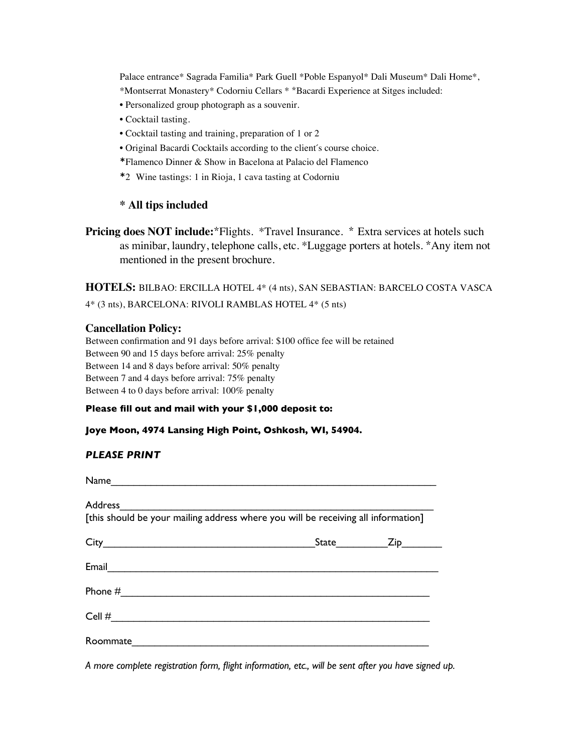Palace entrance* Sagrada Familia* Park Guell *Poble Espanyol* Dali Museum* Dali Home*, *Montserrat Monastery* Codorniu Cellars * *Bacardi Experience at Sitges included:

- Personalized group photograph as a souvenir.
- Cocktail tasting.
- Cocktail tasting and training, preparation of 1 or 2
- Original Bacardi Cocktails according to the client´s course choice.

*Flamenco Dinner & Show in Bacelona at Palacio del Flamenco

*2 Wine tastings: 1 in Rioja, 1 cava tasting at Codorniu

**\* All tips included**

**Pricing does NOT include:***Flights. *Travel Insurance. * Extra services at hotels such as minibar, laundry, telephone calls, etc. *Luggage porters at hotels. *Any item not mentioned in the present brochure.

**HOTELS:** BILBAO: ERCILLA HOTEL 4* (4 nts), SAN SEBASTIAN: BARCELO COSTA VASCA 4* (3 nts), BARCELONA: RIVOLI RAMBLAS HOTEL 4* (5 nts)

**Cancellation Policy:**

Between confirmation and 91 days before arrival: $100 office fee will be retained
Between 90 and 15 days before arrival: 25% penalty
Between 14 and 8 days before arrival: 50% penalty
Between 7 and 4 days before arrival: 75% penalty
Between 4 to 0 days before arrival: 100% penalty

**Please fill out and mail with your $1,000 deposit to:**

**Joye Moon, 4974 Lansing High Point, Oshkosh, WI, 54904.**

***PLEASE PRINT***

Name_______________________________________________________________

Address_____________________________________________________________
[this should be your mailing address where you will be receiving all information]

City_______________________________________State_________Zip_______

Email_______________________________________________________________

Phone #_____________________________________________________________

Cell #______________________________________________________________

Roommate___________________________________________________________

*A more complete registration form, flight information, etc., will be sent after you have signed up.*